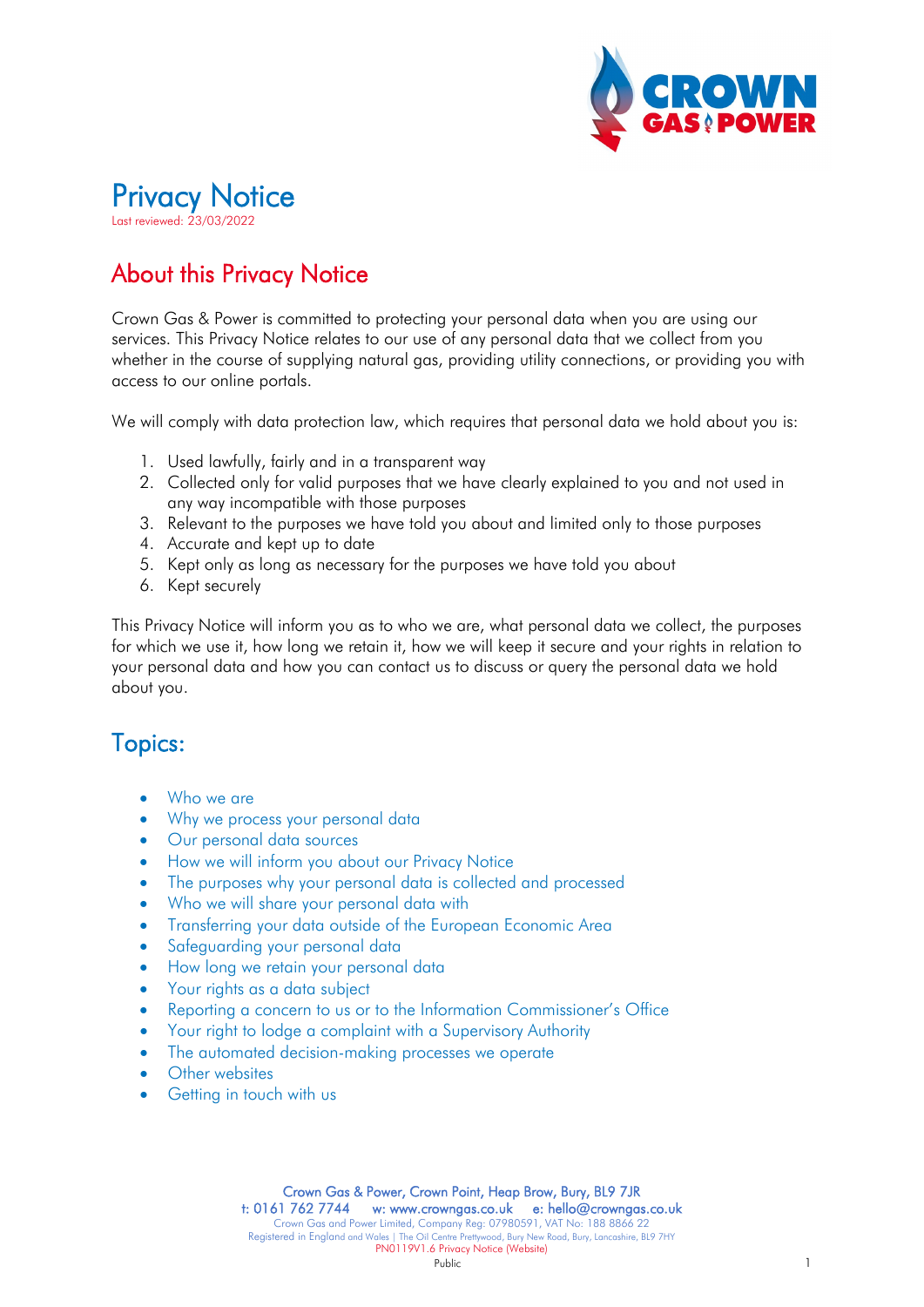# Privacy Notice

Last reviewed: 23/03/2022

## About this Privacy Notice

Crown Gas & Power is committed to protecting your personal data when you are using our services. This Privacy Notice relates to our use of any personal data that we collect from you whether in the course of supplying natural gas, providing utility connections, or providing you with access to our online portals.

We will comply with data protection law, which requires that personal data we hold about you is:

1. Used lawfully, fairly and in a transparent way
2. Collected only for valid purposes that we have clearly explained to you and not used in any way incompatible with those purposes
3. Relevant to the purposes we have told you about and limited only to those purposes
4. Accurate and kept up to date
5. Kept only as long as necessary for the purposes we have told you about
6. Kept securely

This Privacy Notice will inform you as to who we are, what personal data we collect, the purposes for which we use it, how long we retain it, how we will keep it secure and your rights in relation to your personal data and how you can contact us to discuss or query the personal data we hold about you.

## Topics:

- Who we are
- Why we process your personal data
- Our personal data sources
- How we will inform you about our Privacy Notice
- The purposes why your personal data is collected and processed
- Who we will share your personal data with
- Transferring your data outside of the European Economic Area
- Safeguarding your personal data
- How long we retain your personal data
- Your rights as a data subject
- Reporting a concern to us or to the Information Commissioner's Office
- Your right to lodge a complaint with a Supervisory Authority
- The automated decision-making processes we operate
- Other websites
- Getting in touch with us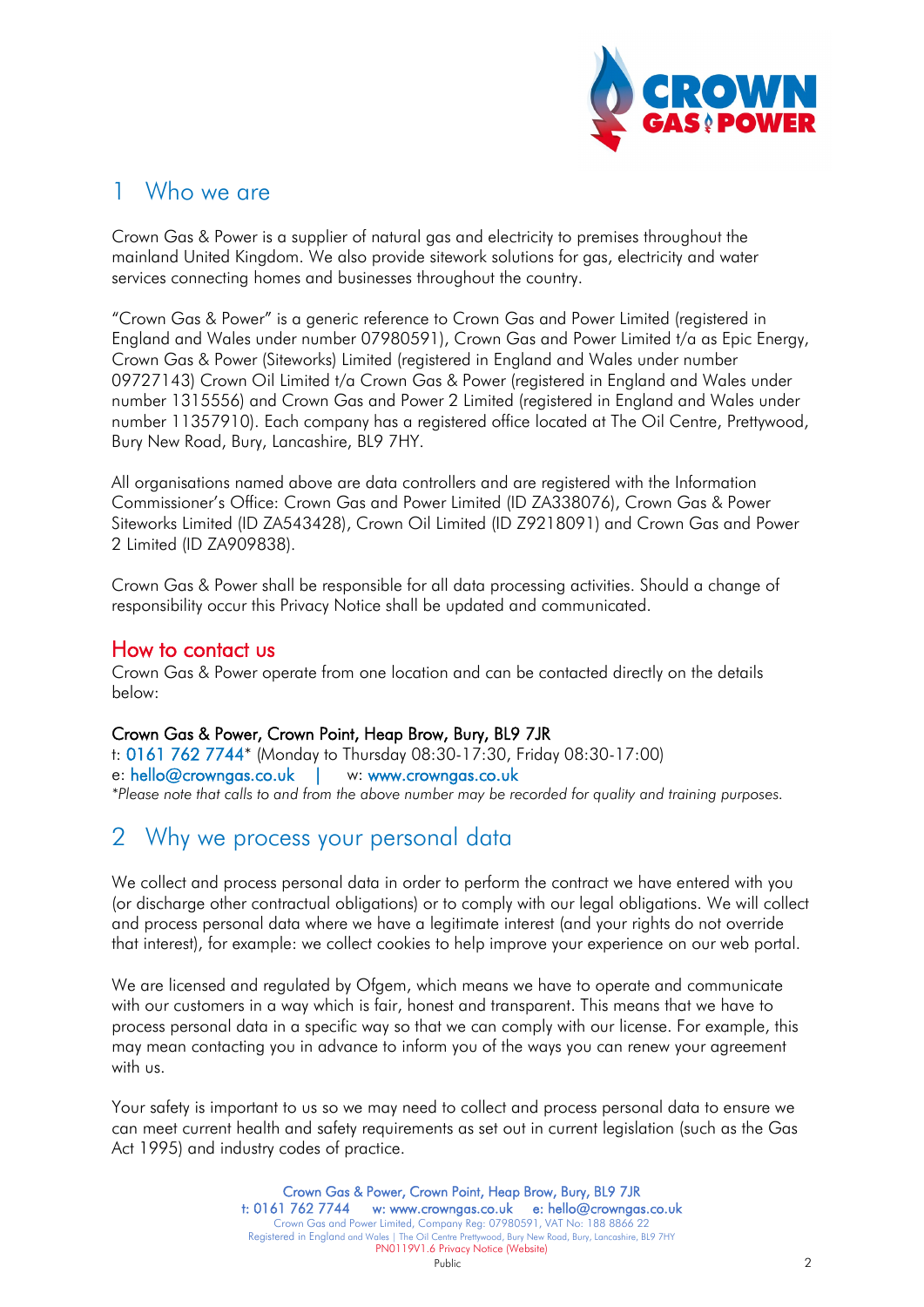## 1 Who we are

Crown Gas & Power is a supplier of natural gas and electricity to premises throughout the mainland United Kingdom. We also provide sitework solutions for gas, electricity and water services connecting homes and businesses throughout the country.

"Crown Gas & Power" is a generic reference to Crown Gas and Power Limited (registered in England and Wales under number 07980591), Crown Gas and Power Limited t/a as Epic Energy, Crown Gas & Power (Siteworks) Limited (registered in England and Wales under number 09727143) Crown Oil Limited t/a Crown Gas & Power (registered in England and Wales under number 1315556) and Crown Gas and Power 2 Limited (registered in England and Wales under number 11357910). Each company has a registered office located at The Oil Centre, Prettywood, Bury New Road, Bury, Lancashire, BL9 7HY.

All organisations named above are data controllers and are registered with the Information Commissioner's Office: Crown Gas and Power Limited (ID ZA338076), Crown Gas & Power Siteworks Limited (ID ZA543428), Crown Oil Limited (ID Z9218091) and Crown Gas and Power 2 Limited (ID ZA909838).

Crown Gas & Power shall be responsible for all data processing activities. Should a change of responsibility occur this Privacy Notice shall be updated and communicated.

### How to contact us

Crown Gas & Power operate from one location and can be contacted directly on the details below:

**Crown Gas & Power, Crown Point, Heap Brow, Bury, BL9 7JR**
t: 0161 762 7744* (Monday to Thursday 08:30-17:30, Friday 08:30-17:00)
e: hello@crowngas.co.uk | w: www.crowngas.co.uk
*\*Please note that calls to and from the above number may be recorded for quality and training purposes.*

## 2 Why we process your personal data

We collect and process personal data in order to perform the contract we have entered with you (or discharge other contractual obligations) or to comply with our legal obligations. We will collect and process personal data where we have a legitimate interest (and your rights do not override that interest), for example: we collect cookies to help improve your experience on our web portal.

We are licensed and regulated by Ofgem, which means we have to operate and communicate with our customers in a way which is fair, honest and transparent. This means that we have to process personal data in a specific way so that we can comply with our license. For example, this may mean contacting you in advance to inform you of the ways you can renew your agreement with us.

Your safety is important to us so we may need to collect and process personal data to ensure we can meet current health and safety requirements as set out in current legislation (such as the Gas Act 1995) and industry codes of practice.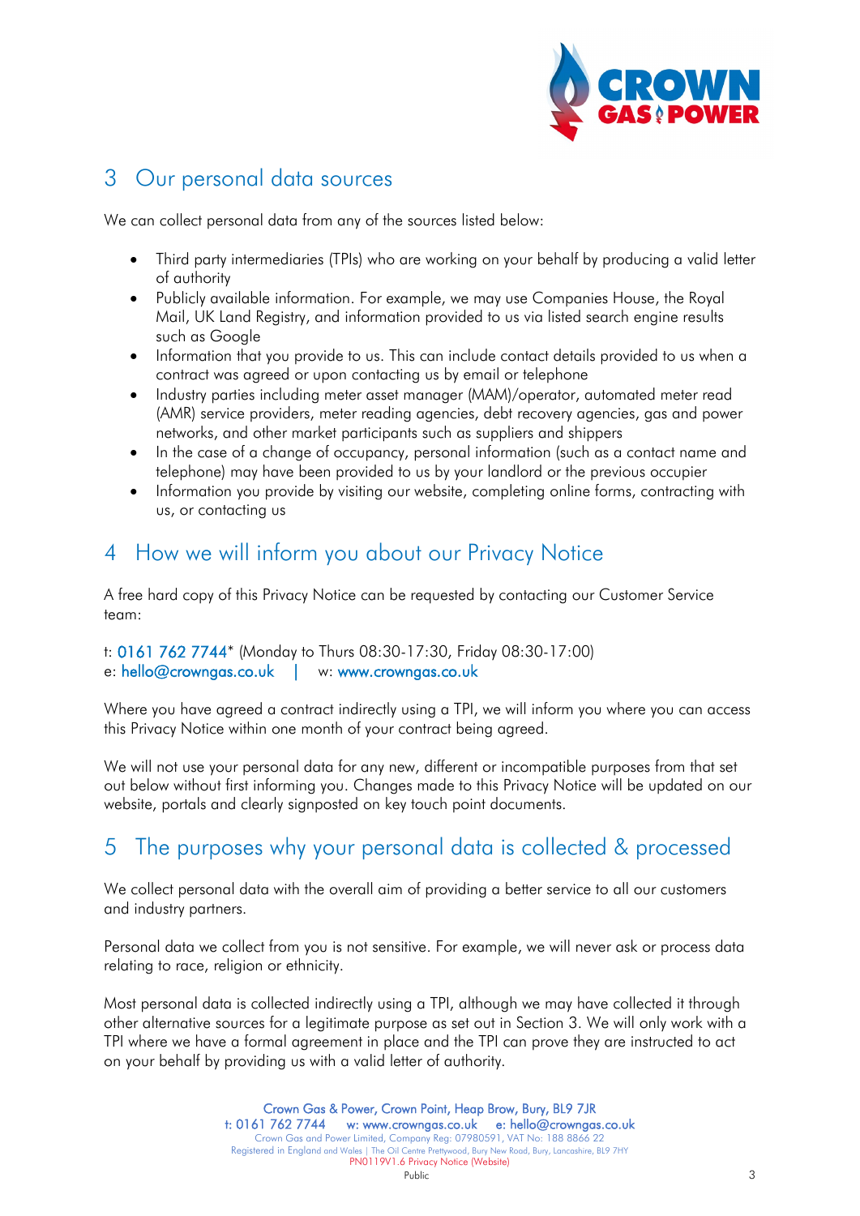## 3 Our personal data sources

We can collect personal data from any of the sources listed below:

- Third party intermediaries (TPIs) who are working on your behalf by producing a valid letter of authority
- Publicly available information. For example, we may use Companies House, the Royal Mail, UK Land Registry, and information provided to us via listed search engine results such as Google
- Information that you provide to us. This can include contact details provided to us when a contract was agreed or upon contacting us by email or telephone
- Industry parties including meter asset manager (MAM)/operator, automated meter read (AMR) service providers, meter reading agencies, debt recovery agencies, gas and power networks, and other market participants such as suppliers and shippers
- In the case of a change of occupancy, personal information (such as a contact name and telephone) may have been provided to us by your landlord or the previous occupier
- Information you provide by visiting our website, completing online forms, contracting with us, or contacting us

## 4 How we will inform you about our Privacy Notice

A free hard copy of this Privacy Notice can be requested by contacting our Customer Service team:

t: 0161 762 7744* (Monday to Thurs 08:30-17:30, Friday 08:30-17:00)
e: hello@crowngas.co.uk | w: www.crowngas.co.uk

Where you have agreed a contract indirectly using a TPI, we will inform you where you can access this Privacy Notice within one month of your contract being agreed.

We will not use your personal data for any new, different or incompatible purposes from that set out below without first informing you. Changes made to this Privacy Notice will be updated on our website, portals and clearly signposted on key touch point documents.

## 5 The purposes why your personal data is collected & processed

We collect personal data with the overall aim of providing a better service to all our customers and industry partners.

Personal data we collect from you is not sensitive. For example, we will never ask or process data relating to race, religion or ethnicity.

Most personal data is collected indirectly using a TPI, although we may have collected it through other alternative sources for a legitimate purpose as set out in Section 3. We will only work with a TPI where we have a formal agreement in place and the TPI can prove they are instructed to act on your behalf by providing us with a valid letter of authority.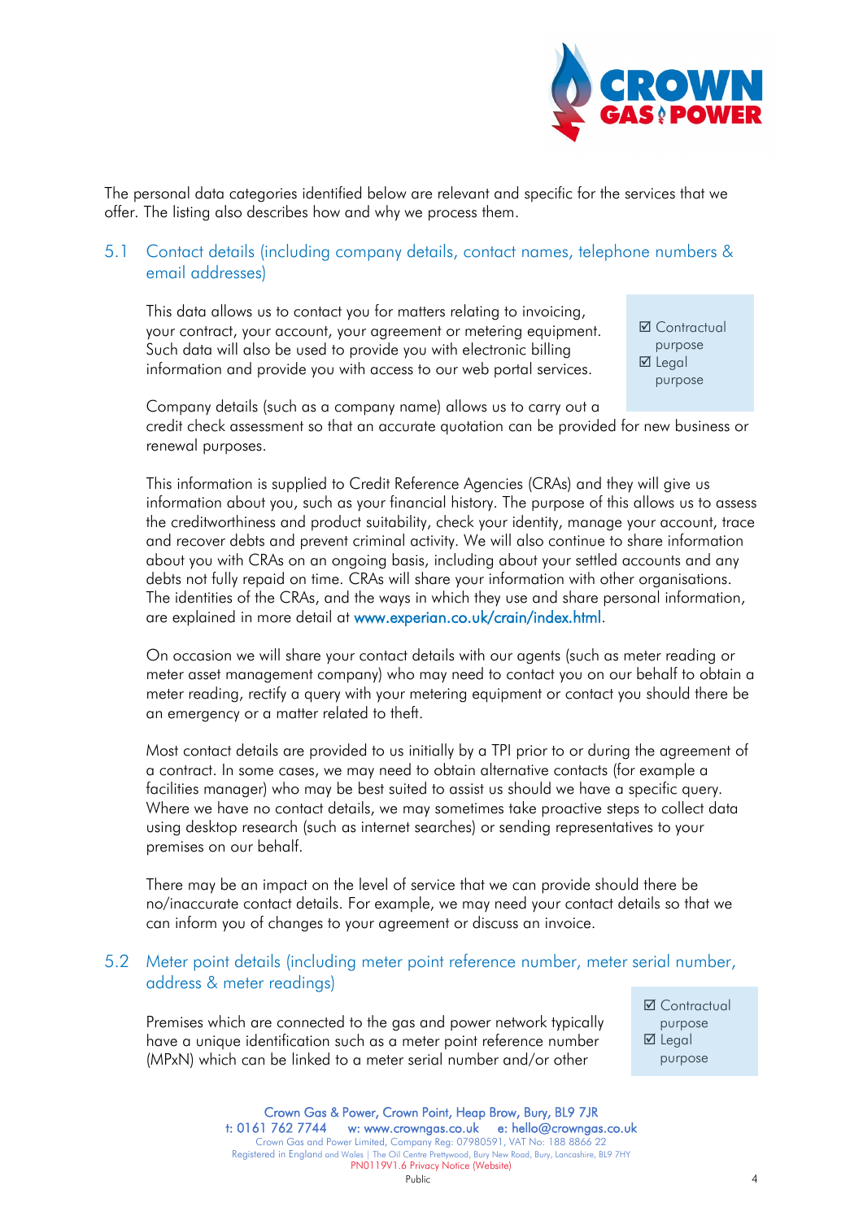The personal data categories identified below are relevant and specific for the services that we offer. The listing also describes how and why we process them.

## 5.1 Contact details (including company details, contact names, telephone numbers & email addresses)

> ☑ Contractual purpose
> ☑ Legal purpose

This data allows us to contact you for matters relating to invoicing, your contract, your account, your agreement or metering equipment. Such data will also be used to provide you with electronic billing information and provide you with access to our web portal services.

Company details (such as a company name) allows us to carry out a credit check assessment so that an accurate quotation can be provided for new business or renewal purposes.

This information is supplied to Credit Reference Agencies (CRAs) and they will give us information about you, such as your financial history. The purpose of this allows us to assess the creditworthiness and product suitability, check your identity, manage your account, trace and recover debts and prevent criminal activity. We will also continue to share information about you with CRAs on an ongoing basis, including about your settled accounts and any debts not fully repaid on time. CRAs will share your information with other organisations. The identities of the CRAs, and the ways in which they use and share personal information, are explained in more detail at www.experian.co.uk/crain/index.html.

On occasion we will share your contact details with our agents (such as meter reading or meter asset management company) who may need to contact you on our behalf to obtain a meter reading, rectify a query with your metering equipment or contact you should there be an emergency or a matter related to theft.

Most contact details are provided to us initially by a TPI prior to or during the agreement of a contract. In some cases, we may need to obtain alternative contacts (for example a facilities manager) who may be best suited to assist us should we have a specific query. Where we have no contact details, we may sometimes take proactive steps to collect data using desktop research (such as internet searches) or sending representatives to your premises on our behalf.

There may be an impact on the level of service that we can provide should there be no/inaccurate contact details. For example, we may need your contact details so that we can inform you of changes to your agreement or discuss an invoice.

## 5.2 Meter point details (including meter point reference number, meter serial number, address & meter readings)

> ☑ Contractual purpose
> ☑ Legal purpose

Premises which are connected to the gas and power network typically have a unique identification such as a meter point reference number (MPxN) which can be linked to a meter serial number and/or other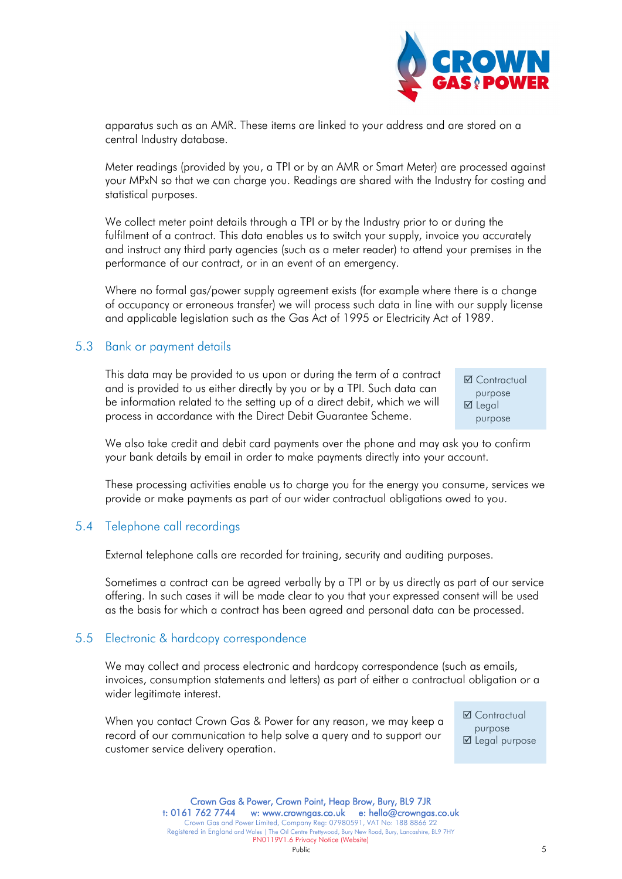apparatus such as an AMR. These items are linked to your address and are stored on a central Industry database.

Meter readings (provided by you, a TPI or by an AMR or Smart Meter) are processed against your MPxN so that we can charge you. Readings are shared with the Industry for costing and statistical purposes.

We collect meter point details through a TPI or by the Industry prior to or during the fulfilment of a contract. This data enables us to switch your supply, invoice you accurately and instruct any third party agencies (such as a meter reader) to attend your premises in the performance of our contract, or in an event of an emergency.

Where no formal gas/power supply agreement exists (for example where there is a change of occupancy or erroneous transfer) we will process such data in line with our supply license and applicable legislation such as the Gas Act of 1995 or Electricity Act of 1989.

## 5.3 Bank or payment details

This data may be provided to us upon or during the term of a contract and is provided to us either directly by you or by a TPI. Such data can be information related to the setting up of a direct debit, which we will process in accordance with the Direct Debit Guarantee Scheme.

- ☑ Contractual purpose
- ☑ Legal purpose

We also take credit and debit card payments over the phone and may ask you to confirm your bank details by email in order to make payments directly into your account.

These processing activities enable us to charge you for the energy you consume, services we provide or make payments as part of our wider contractual obligations owed to you.

## 5.4 Telephone call recordings

External telephone calls are recorded for training, security and auditing purposes.

Sometimes a contract can be agreed verbally by a TPI or by us directly as part of our service offering. In such cases it will be made clear to you that your expressed consent will be used as the basis for which a contract has been agreed and personal data can be processed.

## 5.5 Electronic & hardcopy correspondence

We may collect and process electronic and hardcopy correspondence (such as emails, invoices, consumption statements and letters) as part of either a contractual obligation or a wider legitimate interest.

When you contact Crown Gas & Power for any reason, we may keep a record of our communication to help solve a query and to support our customer service delivery operation.

- ☑ Contractual purpose
- ☑ Legal purpose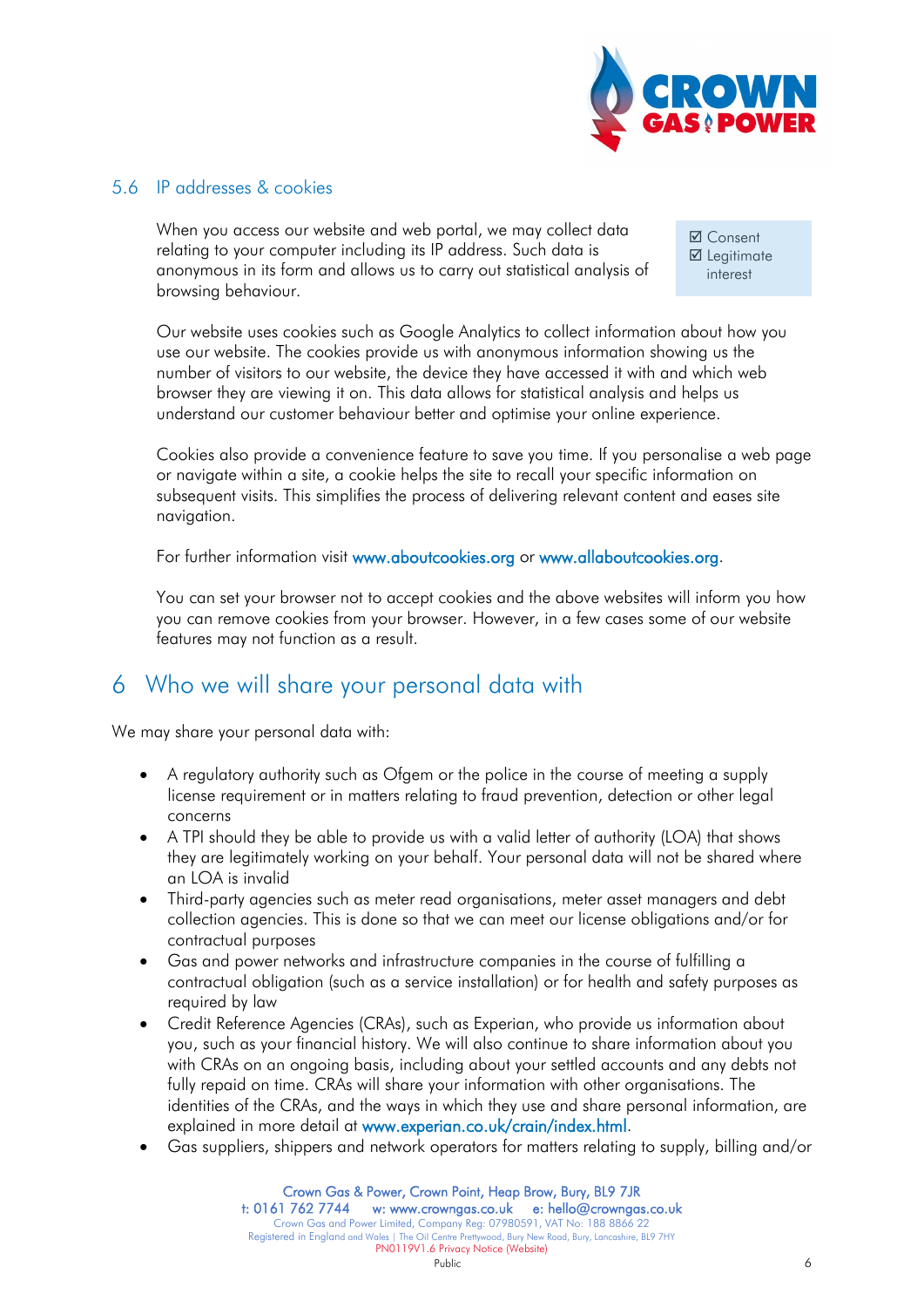## 5.6 IP addresses & cookies

When you access our website and web portal, we may collect data relating to your computer including its IP address. Such data is anonymous in its form and allows us to carry out statistical analysis of browsing behaviour.

☑ Consent
☑ Legitimate interest

Our website uses cookies such as Google Analytics to collect information about how you use our website. The cookies provide us with anonymous information showing us the number of visitors to our website, the device they have accessed it with and which web browser they are viewing it on. This data allows for statistical analysis and helps us understand our customer behaviour better and optimise your online experience.

Cookies also provide a convenience feature to save you time. If you personalise a web page or navigate within a site, a cookie helps the site to recall your specific information on subsequent visits. This simplifies the process of delivering relevant content and eases site navigation.

For further information visit www.aboutcookies.org or www.allaboutcookies.org.

You can set your browser not to accept cookies and the above websites will inform you how you can remove cookies from your browser. However, in a few cases some of our website features may not function as a result.

# 6 Who we will share your personal data with

We may share your personal data with:

- A regulatory authority such as Ofgem or the police in the course of meeting a supply license requirement or in matters relating to fraud prevention, detection or other legal concerns
- A TPI should they be able to provide us with a valid letter of authority (LOA) that shows they are legitimately working on your behalf. Your personal data will not be shared where an LOA is invalid
- Third-party agencies such as meter read organisations, meter asset managers and debt collection agencies. This is done so that we can meet our license obligations and/or for contractual purposes
- Gas and power networks and infrastructure companies in the course of fulfilling a contractual obligation (such as a service installation) or for health and safety purposes as required by law
- Credit Reference Agencies (CRAs), such as Experian, who provide us information about you, such as your financial history. We will also continue to share information about you with CRAs on an ongoing basis, including about your settled accounts and any debts not fully repaid on time. CRAs will share your information with other organisations. The identities of the CRAs, and the ways in which they use and share personal information, are explained in more detail at www.experian.co.uk/crain/index.html.
- Gas suppliers, shippers and network operators for matters relating to supply, billing and/or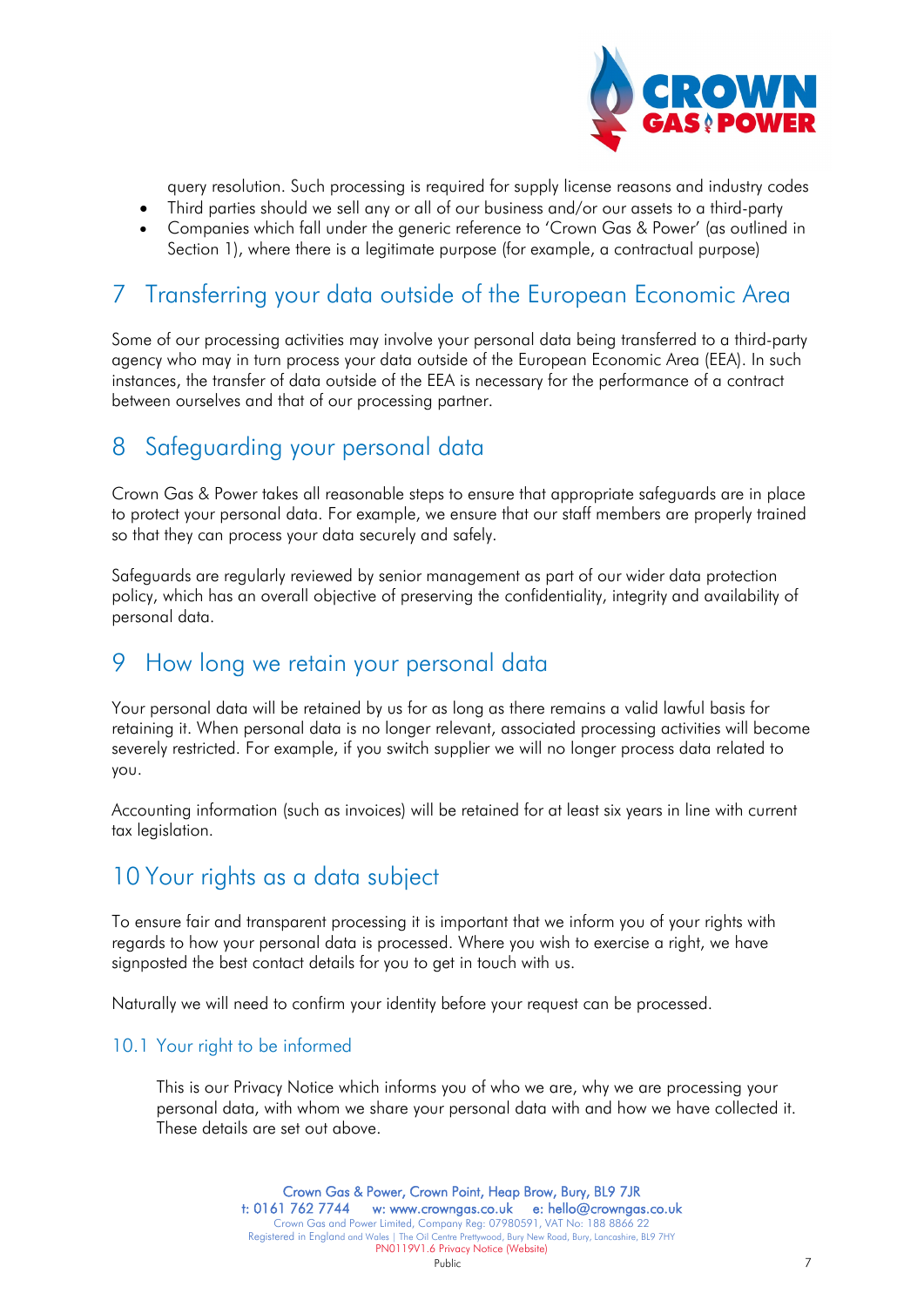query resolution. Such processing is required for supply license reasons and industry codes

- Third parties should we sell any or all of our business and/or our assets to a third-party
- Companies which fall under the generic reference to 'Crown Gas & Power' (as outlined in Section 1), where there is a legitimate purpose (for example, a contractual purpose)

## 7 Transferring your data outside of the European Economic Area

Some of our processing activities may involve your personal data being transferred to a third-party agency who may in turn process your data outside of the European Economic Area (EEA). In such instances, the transfer of data outside of the EEA is necessary for the performance of a contract between ourselves and that of our processing partner.

## 8 Safeguarding your personal data

Crown Gas & Power takes all reasonable steps to ensure that appropriate safeguards are in place to protect your personal data. For example, we ensure that our staff members are properly trained so that they can process your data securely and safely.

Safeguards are regularly reviewed by senior management as part of our wider data protection policy, which has an overall objective of preserving the confidentiality, integrity and availability of personal data.

## 9 How long we retain your personal data

Your personal data will be retained by us for as long as there remains a valid lawful basis for retaining it. When personal data is no longer relevant, associated processing activities will become severely restricted. For example, if you switch supplier we will no longer process data related to you.

Accounting information (such as invoices) will be retained for at least six years in line with current tax legislation.

## 10 Your rights as a data subject

To ensure fair and transparent processing it is important that we inform you of your rights with regards to how your personal data is processed. Where you wish to exercise a right, we have signposted the best contact details for you to get in touch with us.

Naturally we will need to confirm your identity before your request can be processed.

### 10.1 Your right to be informed

This is our Privacy Notice which informs you of who we are, why we are processing your personal data, with whom we share your personal data with and how we have collected it. These details are set out above.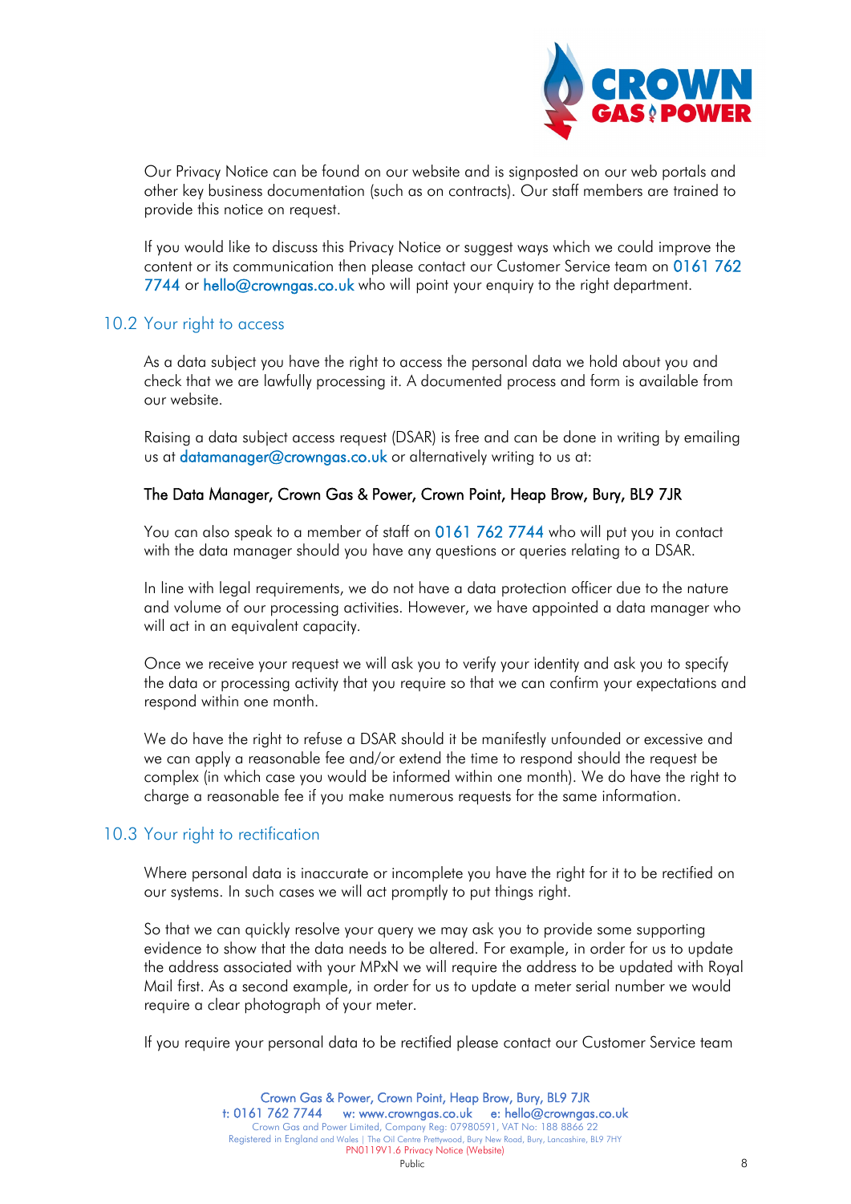Our Privacy Notice can be found on our website and is signposted on our web portals and other key business documentation (such as on contracts). Our staff members are trained to provide this notice on request.

If you would like to discuss this Privacy Notice or suggest ways which we could improve the content or its communication then please contact our Customer Service team on 0161 762 7744 or hello@crowngas.co.uk who will point your enquiry to the right department.

## 10.2 Your right to access

As a data subject you have the right to access the personal data we hold about you and check that we are lawfully processing it. A documented process and form is available from our website.

Raising a data subject access request (DSAR) is free and can be done in writing by emailing us at datamanager@crowngas.co.uk or alternatively writing to us at:

**The Data Manager, Crown Gas & Power, Crown Point, Heap Brow, Bury, BL9 7JR**

You can also speak to a member of staff on 0161 762 7744 who will put you in contact with the data manager should you have any questions or queries relating to a DSAR.

In line with legal requirements, we do not have a data protection officer due to the nature and volume of our processing activities. However, we have appointed a data manager who will act in an equivalent capacity.

Once we receive your request we will ask you to verify your identity and ask you to specify the data or processing activity that you require so that we can confirm your expectations and respond within one month.

We do have the right to refuse a DSAR should it be manifestly unfounded or excessive and we can apply a reasonable fee and/or extend the time to respond should the request be complex (in which case you would be informed within one month). We do have the right to charge a reasonable fee if you make numerous requests for the same information.

## 10.3 Your right to rectification

Where personal data is inaccurate or incomplete you have the right for it to be rectified on our systems. In such cases we will act promptly to put things right.

So that we can quickly resolve your query we may ask you to provide some supporting evidence to show that the data needs to be altered. For example, in order for us to update the address associated with your MPxN we will require the address to be updated with Royal Mail first. As a second example, in order for us to update a meter serial number we would require a clear photograph of your meter.

If you require your personal data to be rectified please contact our Customer Service team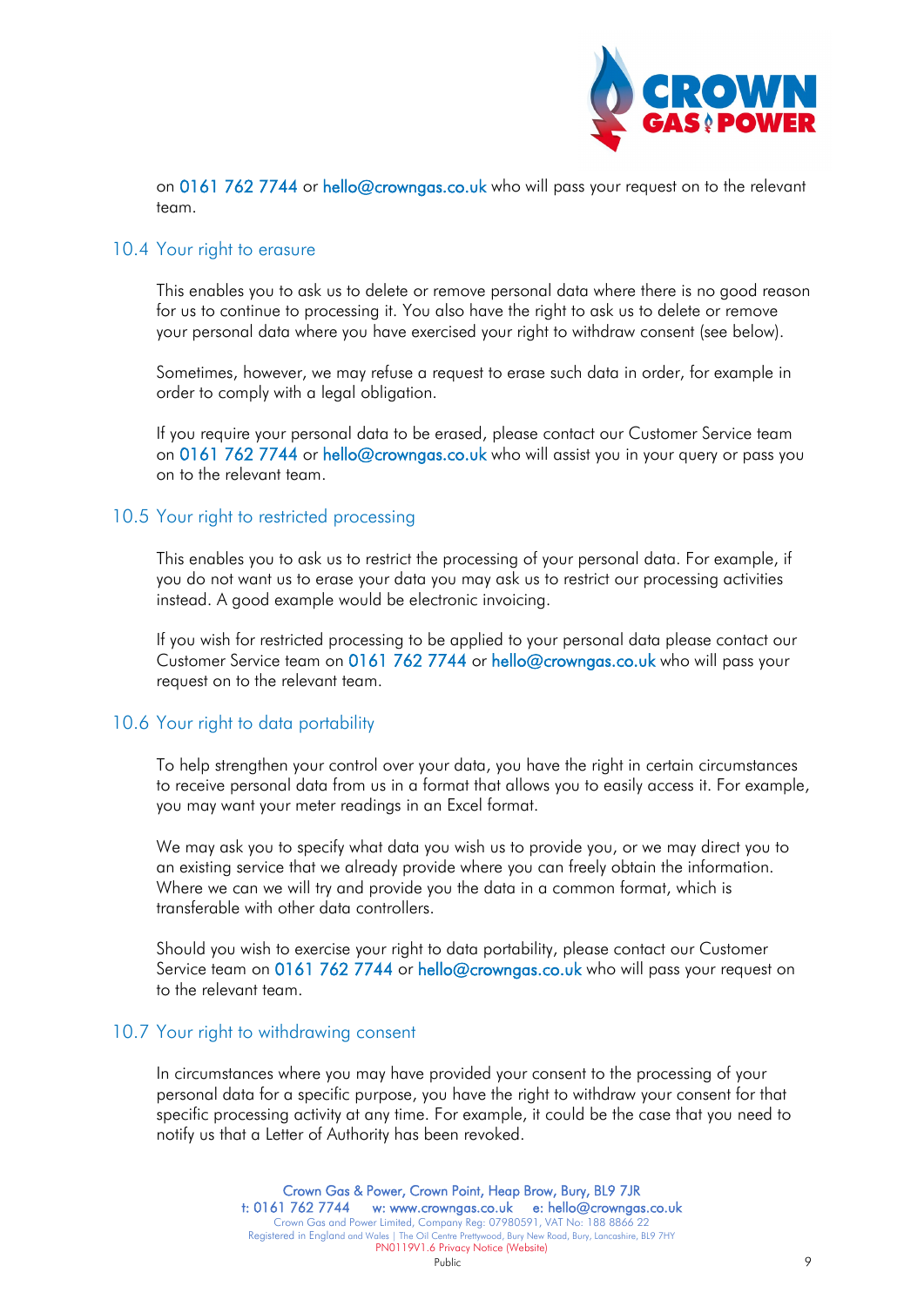on 0161 762 7744 or hello@crowngas.co.uk who will pass your request on to the relevant team.

### 10.4 Your right to erasure

This enables you to ask us to delete or remove personal data where there is no good reason for us to continue to processing it. You also have the right to ask us to delete or remove your personal data where you have exercised your right to withdraw consent (see below).

Sometimes, however, we may refuse a request to erase such data in order, for example in order to comply with a legal obligation.

If you require your personal data to be erased, please contact our Customer Service team on 0161 762 7744 or hello@crowngas.co.uk who will assist you in your query or pass you on to the relevant team.

### 10.5 Your right to restricted processing

This enables you to ask us to restrict the processing of your personal data. For example, if you do not want us to erase your data you may ask us to restrict our processing activities instead. A good example would be electronic invoicing.

If you wish for restricted processing to be applied to your personal data please contact our Customer Service team 0161 762 7744 or hello@crowngas.co.uk who will pass your request on to the relevant team.

### 10.6 Your right to data portability

To help strengthen your control over your data, you have the right in certain circumstances to receive personal data from us in a format that allows you to easily access it. For example, you may want your meter readings in an Excel format.

We may ask you to specify what data you wish us to provide you, or we may direct you to an existing service that we already provide where you can freely obtain the information. Where we can we will try and provide you the data in a common format, which is transferable with other data controllers.

Should you wish to exercise your right to data portability, please contact our Customer Service team on 0161 762 7744 or hello@crowngas.co.uk who will pass your request on to the relevant team.

### 10.7 Your right to withdrawing consent

In circumstances where you may have provided your consent to the processing of your personal data for a specific purpose, you have the right to withdraw your consent for that specific processing activity at any time. For example, it could be the case that you need to notify us that a Letter of Authority has been revoked.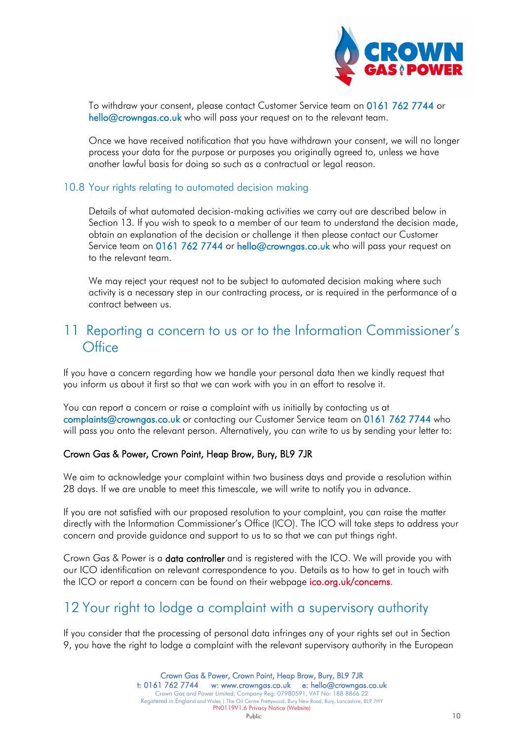To withdraw your consent, please contact Customer Service team on 0161 762 7744 or hello@crowngas.co.uk who will pass your request on to the relevant team.

Once we have received notification that you have withdrawn your consent, we will no longer process your data for the purpose or purposes you originally agreed to, unless we have another lawful basis for doing so such as a contractual or legal reason.

### 10.8 Your rights relating to automated decision making

Details of what automated decision-making activities we carry out are described below in Section 13. If you wish to speak to a member of our team to understand the decision made, obtain an explanation of the decision or challenge it then please contact our Customer Service team on 0161 762 7744 or hello@crowngas.co.uk who will pass your request on to the relevant team.

We may reject your request not to be subject to automated decision making where such activity is a necessary step in our contracting process, or is required in the performance of a contract between us.

## 11 Reporting a concern to us or to the Information Commissioner's Office

If you have a concern regarding how we handle your personal data then we kindly request that you inform us about it first so that we can work with you in an effort to resolve it.

You can report a concern or raise a complaint with us initially by contacting us at complaints@crowngas.co.uk or contacting our Customer Service team on 0161 762 7744 who will pass you onto the relevant person. Alternatively, you can write to us by sending your letter to:

**Crown Gas & Power, Crown Point, Heap Brow, Bury, BL9 7JR**

We aim to acknowledge your complaint within two business days and provide a resolution within 28 days. If we are unable to meet this timescale, we will write to notify you in advance.

If you are not satisfied with our proposed resolution to your complaint, you can raise the matter directly with the Information Commissioner's Office (ICO). The ICO will take steps to address your concern and provide guidance and support to us to so that we can put things right.

Crown Gas & Power is a **data controller** and is registered with the ICO. We will provide you with our ICO identification on relevant correspondence to you. Details as to how to get in touch with the ICO or report a concern can be found on their webpage ico.org.uk/concerns.

## 12 Your right to lodge a complaint with a supervisory authority

If you consider that the processing of personal data infringes any of your rights set out in Section 9, you have the right to lodge a complaint with the relevant supervisory authority in the European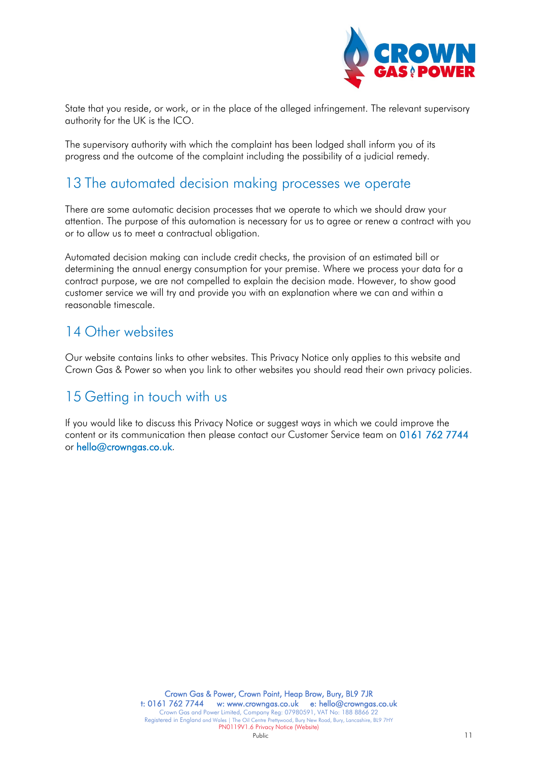State that you reside, or work, or in the place of the alleged infringement. The relevant supervisory authority for the UK is the ICO.

The supervisory authority with which the complaint has been lodged shall inform you of its progress and the outcome of the complaint including the possibility of a judicial remedy.

## 13 The automated decision making processes we operate

There are some automatic decision processes that we operate to which we should draw your attention. The purpose of this automation is necessary for us to agree or renew a contract with you or to allow us to meet a contractual obligation.

Automated decision making can include credit checks, the provision of an estimated bill or determining the annual energy consumption for your premise. Where we process your data for a contract purpose, we are not compelled to explain the decision made. However, to show good customer service we will try and provide you with an explanation where we can and within a reasonable timescale.

## 14 Other websites

Our website contains links to other websites. This Privacy Notice only applies to this website and Crown Gas & Power so when you link to other websites you should read their own privacy policies.

## 15 Getting in touch with us

If you would like to discuss this Privacy Notice or suggest ways in which we could improve the content or its communication then please contact our Customer Service team on 0161 762 7744 or hello@crowngas.co.uk.